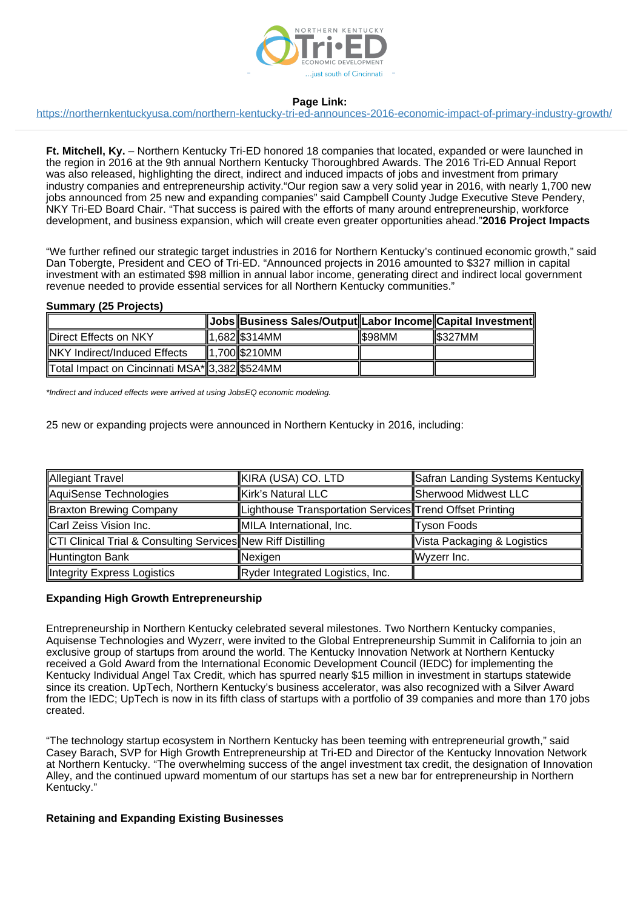**Page Link:**
https://northernkentuckyusa.com/northern-kentucky-tri-ed-announces-2016-economic-impact-of-primary-industry-growth/

**Ft. Mitchell, Ky.** – Northern Kentucky Tri-ED honored 18 companies that located, expanded or were launched in the region in 2016 at the 9th annual Northern Kentucky Thoroughbred Awards. The 2016 Tri-ED Annual Report was also released, highlighting the direct, indirect and induced impacts of jobs and investment from primary industry companies and entrepreneurship activity.“Our region saw a very solid year in 2016, with nearly 1,700 new jobs announced from 25 new and expanding companies” said Campbell County Judge Executive Steve Pendery, NKY Tri-ED Board Chair. “That success is paired with the efforts of many around entrepreneurship, workforce development, and business expansion, which will create even greater opportunities ahead.”**2016 Project Impacts**

“We further refined our strategic target industries in 2016 for Northern Kentucky’s continued economic growth,” said Dan Tobergte, President and CEO of Tri-ED. “Announced projects in 2016 amounted to $327 million in capital investment with an estimated $98 million in annual labor income, generating direct and indirect local government revenue needed to provide essential services for all Northern Kentucky communities.”

**Summary (25 Projects)**

| | Jobs | Business Sales/Output | Labor Income | Capital Investment |
|---|---|---|---|---|
| Direct Effects on NKY | 1,682 | $314MM | $98MM | $327MM |
| NKY Indirect/Induced Effects | 1,700 | $210MM | | |
| Total Impact on Cincinnati MSA* | 3,382 | $524MM | | |

*\*Indirect and induced effects were arrived at using JobsEQ economic modeling.*

25 new or expanding projects were announced in Northern Kentucky in 2016, including:

| | | |
|---|---|---|
| Allegiant Travel | KIRA (USA) CO. LTD | Safran Landing Systems Kentucky |
| AquiSense Technologies | Kirk’s Natural LLC | Sherwood Midwest LLC |
| Braxton Brewing Company | Lighthouse Transportation Services | Trend Offset Printing |
| Carl Zeiss Vision Inc. | MILA International, Inc. | Tyson Foods |
| CTI Clinical Trial & Consulting Services | New Riff Distilling | Vista Packaging & Logistics |
| Huntington Bank | Nexigen | Wyzerr Inc. |
| Integrity Express Logistics | Ryder Integrated Logistics, Inc. | |

**Expanding High Growth Entrepreneurship**

Entrepreneurship in Northern Kentucky celebrated several milestones. Two Northern Kentucky companies, Aquisense Technologies and Wyzerr, were invited to the Global Entrepreneurship Summit in California to join an exclusive group of startups from around the world. The Kentucky Innovation Network at Northern Kentucky received a Gold Award from the International Economic Development Council (IEDC) for implementing the Kentucky Individual Angel Tax Credit, which has spurred nearly $15 million in investment in startups statewide since its creation. UpTech, Northern Kentucky’s business accelerator, was also recognized with a Silver Award from the IEDC; UpTech is now in its fifth class of startups with a portfolio of 39 companies and more than 170 jobs created.

“The technology startup ecosystem in Northern Kentucky has been teeming with entrepreneurial growth,” said Casey Barach, SVP for High Growth Entrepreneurship at Tri-ED and Director of the Kentucky Innovation Network at Northern Kentucky. “The overwhelming success of the angel investment tax credit, the designation of Innovation Alley, and the continued upward momentum of our startups has set a new bar for entrepreneurship in Northern Kentucky.”

**Retaining and Expanding Existing Businesses**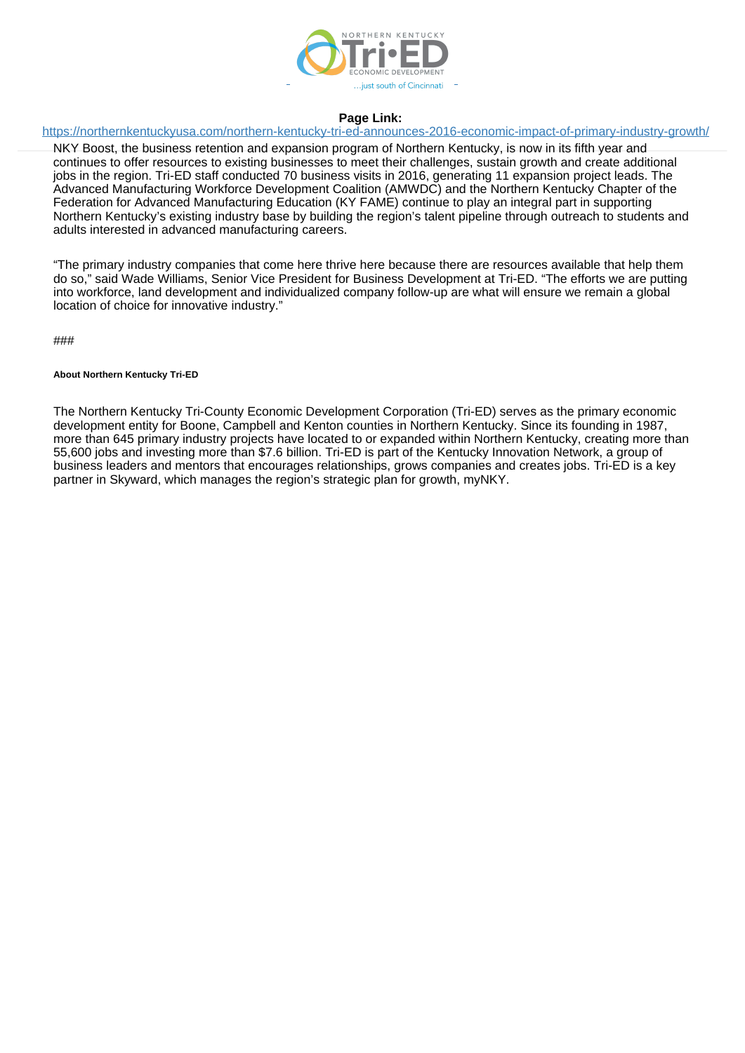**Page Link:**
https://northernkentuckyusa.com/northern-kentucky-tri-ed-announces-2016-economic-impact-of-primary-industry-growth/

NKY Boost, the business retention and expansion program of Northern Kentucky, is now in its fifth year and continues to offer resources to existing businesses to meet their challenges, sustain growth and create additional jobs in the region. Tri-ED staff conducted 70 business visits in 2016, generating 11 expansion project leads. The Advanced Manufacturing Workforce Development Coalition (AMWDC) and the Northern Kentucky Chapter of the Federation for Advanced Manufacturing Education (KY FAME) continue to play an integral part in supporting Northern Kentucky's existing industry base by building the region's talent pipeline through outreach to students and adults interested in advanced manufacturing careers.

"The primary industry companies that come here thrive here because there are resources available that help them do so," said Wade Williams, Senior Vice President for Business Development at Tri-ED. "The efforts we are putting into workforce, land development and individualized company follow-up are what will ensure we remain a global location of choice for innovative industry."

###

**About Northern Kentucky Tri-ED**

The Northern Kentucky Tri-County Economic Development Corporation (Tri-ED) serves as the primary economic development entity for Boone, Campbell and Kenton counties in Northern Kentucky. Since its founding in 1987, more than 645 primary industry projects have located to or expanded within Northern Kentucky, creating more than 55,600 jobs and investing more than $7.6 billion. Tri-ED is part of the Kentucky Innovation Network, a group of business leaders and mentors that encourages relationships, grows companies and creates jobs. Tri-ED is a key partner in Skyward, which manages the region's strategic plan for growth, myNKY.